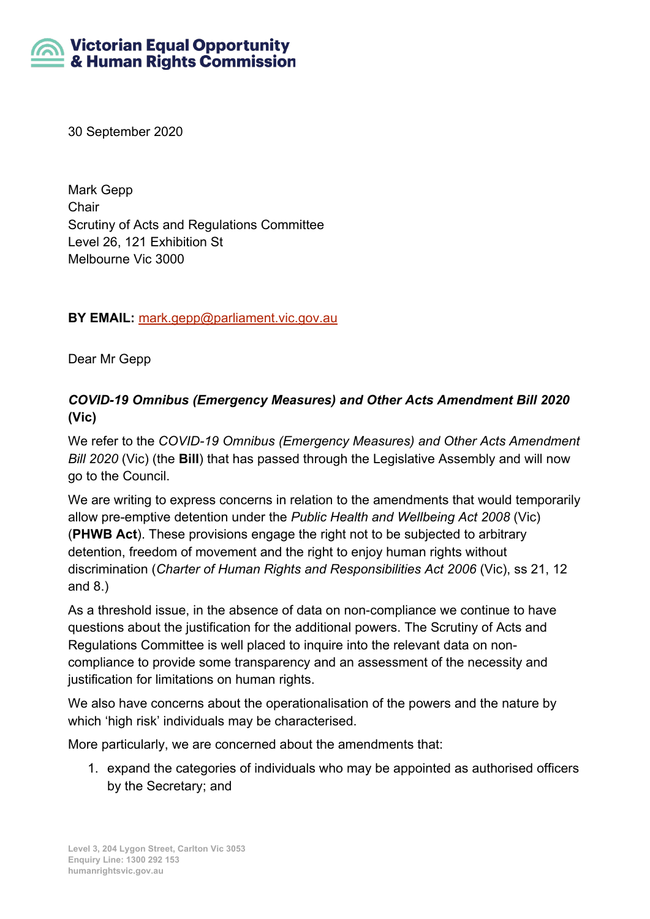Victorian Equal Opportunity & Human Rights Commission

30 September 2020

Mark Gepp
Chair
Scrutiny of Acts and Regulations Committee
Level 26, 121 Exhibition St
Melbourne Vic 3000

**BY EMAIL:** mark.gepp@parliament.vic.gov.au

Dear Mr Gepp

***COVID-19 Omnibus (Emergency Measures) and Other Acts Amendment Bill 2020* (Vic)**

We refer to the *COVID-19 Omnibus (Emergency Measures) and Other Acts Amendment Bill 2020* (Vic) (the **Bill**) that has passed through the Legislative Assembly and will now go to the Council.

We are writing to express concerns in relation to the amendments that would temporarily allow pre-emptive detention under the *Public Health and Wellbeing Act 2008* (Vic) (**PHWB Act**). These provisions engage the right not to be subjected to arbitrary detention, freedom of movement and the right to enjoy human rights without discrimination (*Charter of Human Rights and Responsibilities Act 2006* (Vic), ss 21, 12 and 8.)

As a threshold issue, in the absence of data on non-compliance we continue to have questions about the justification for the additional powers. The Scrutiny of Acts and Regulations Committee is well placed to inquire into the relevant data on non-compliance to provide some transparency and an assessment of the necessity and justification for limitations on human rights.

We also have concerns about the operationalisation of the powers and the nature by which 'high risk' individuals may be characterised.

More particularly, we are concerned about the amendments that:

1. expand the categories of individuals who may be appointed as authorised officers by the Secretary; and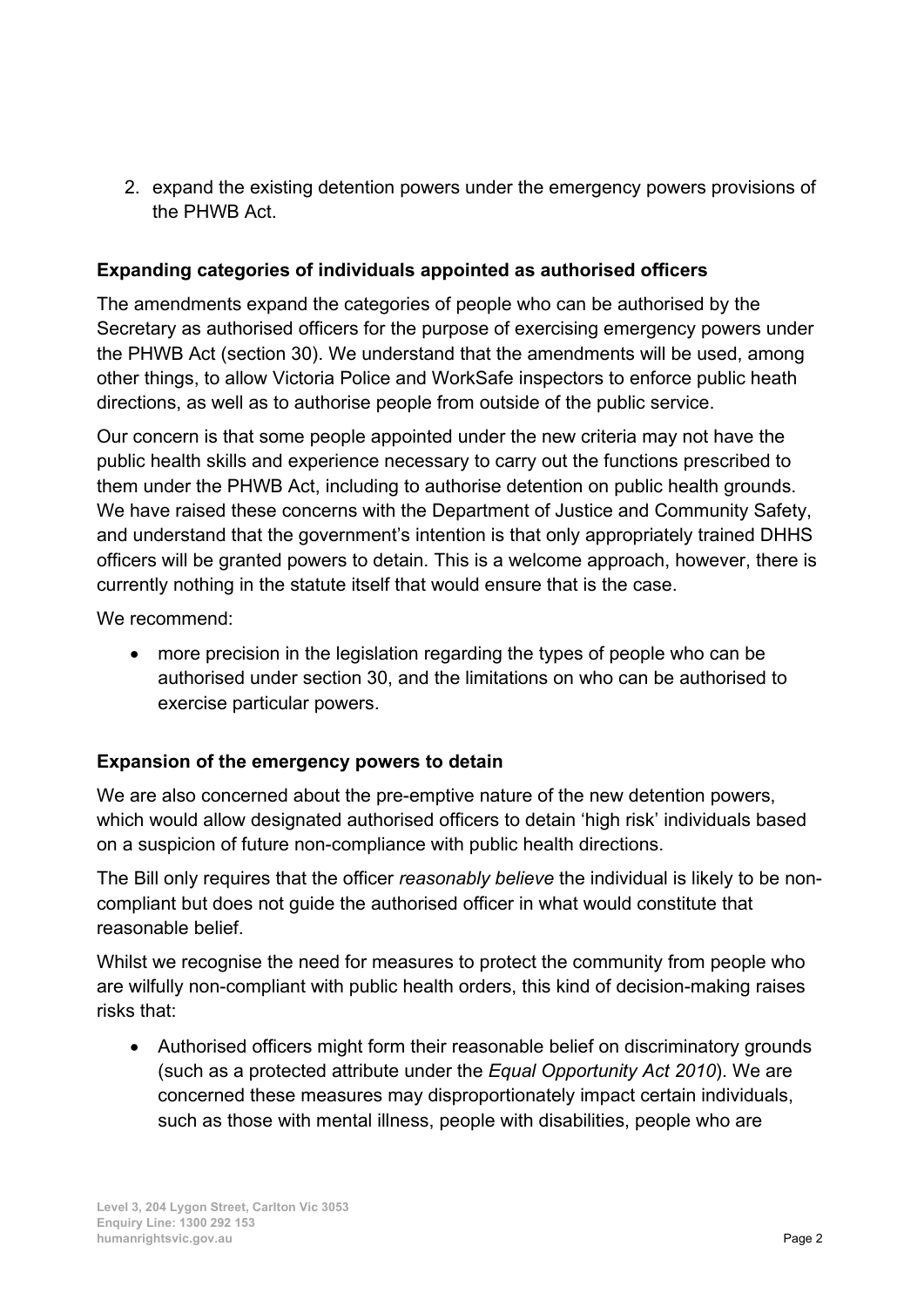2. expand the existing detention powers under the emergency powers provisions of the PHWB Act.

### Expanding categories of individuals appointed as authorised officers

The amendments expand the categories of people who can be authorised by the Secretary as authorised officers for the purpose of exercising emergency powers under the PHWB Act (section 30). We understand that the amendments will be used, among other things, to allow Victoria Police and WorkSafe inspectors to enforce public heath directions, as well as to authorise people from outside of the public service.

Our concern is that some people appointed under the new criteria may not have the public health skills and experience necessary to carry out the functions prescribed to them under the PHWB Act, including to authorise detention on public health grounds. We have raised these concerns with the Department of Justice and Community Safety, and understand that the government's intention is that only appropriately trained DHHS officers will be granted powers to detain. This is a welcome approach, however, there is currently nothing in the statute itself that would ensure that is the case.

We recommend:

- more precision in the legislation regarding the types of people who can be authorised under section 30, and the limitations on who can be authorised to exercise particular powers.

### Expansion of the emergency powers to detain

We are also concerned about the pre-emptive nature of the new detention powers, which would allow designated authorised officers to detain 'high risk' individuals based on a suspicion of future non-compliance with public health directions.

The Bill only requires that the officer *reasonably believe* the individual is likely to be non-compliant but does not guide the authorised officer in what would constitute that reasonable belief.

Whilst we recognise the need for measures to protect the community from people who are wilfully non-compliant with public health orders, this kind of decision-making raises risks that:

- Authorised officers might form their reasonable belief on discriminatory grounds (such as a protected attribute under the *Equal Opportunity Act 2010*). We are concerned these measures may disproportionately impact certain individuals, such as those with mental illness, people with disabilities, people who are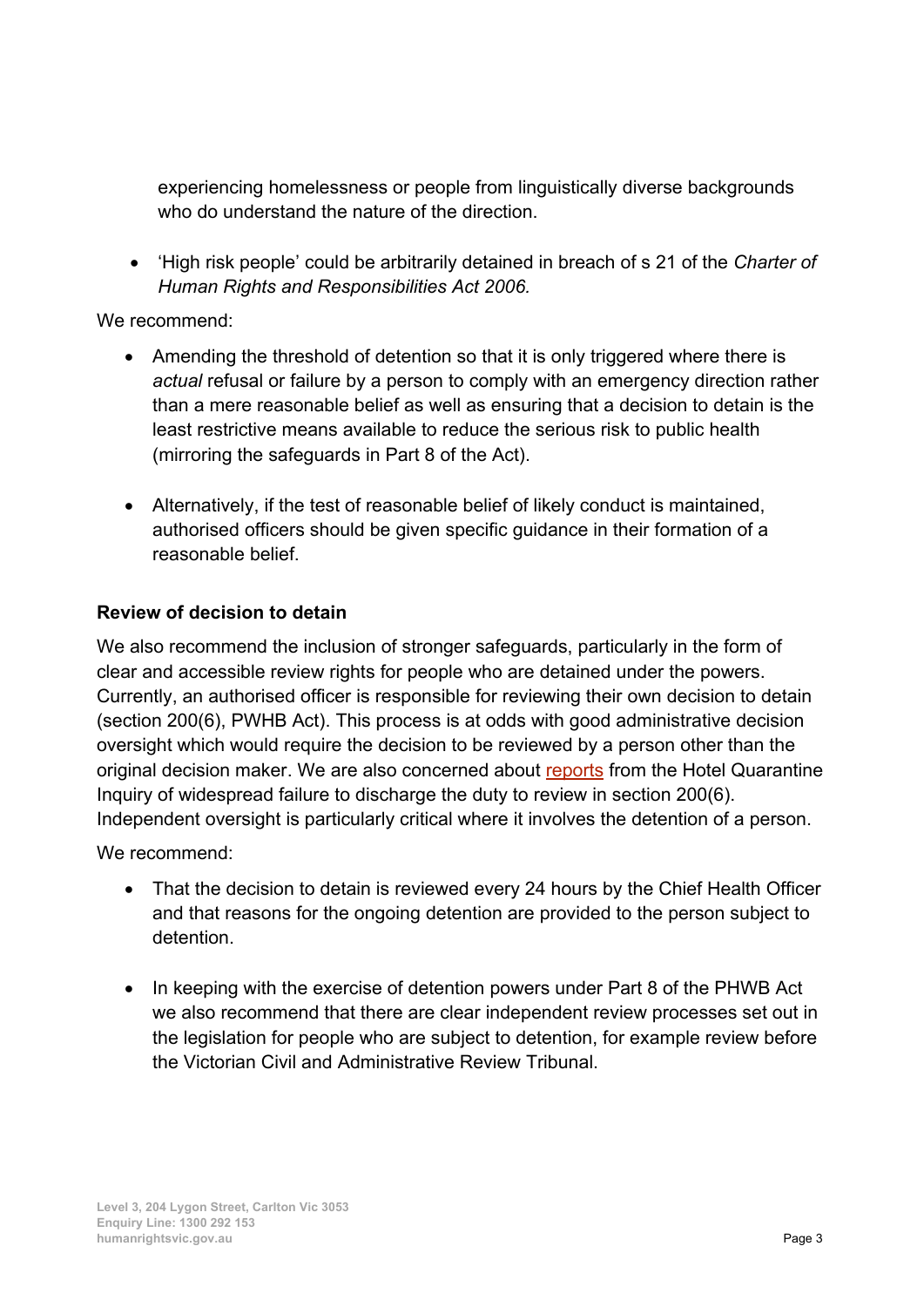experiencing homelessness or people from linguistically diverse backgrounds who do understand the nature of the direction.

- 'High risk people' could be arbitrarily detained in breach of s 21 of the *Charter of Human Rights and Responsibilities Act 2006.*

We recommend:

- Amending the threshold of detention so that it is only triggered where there is *actual* refusal or failure by a person to comply with an emergency direction rather than a mere reasonable belief as well as ensuring that a decision to detain is the least restrictive means available to reduce the serious risk to public health (mirroring the safeguards in Part 8 of the Act).

- Alternatively, if the test of reasonable belief of likely conduct is maintained, authorised officers should be given specific guidance in their formation of a reasonable belief.

**Review of decision to detain**

We also recommend the inclusion of stronger safeguards, particularly in the form of clear and accessible review rights for people who are detained under the powers. Currently, an authorised officer is responsible for reviewing their own decision to detain (section 200(6), PWHB Act). This process is at odds with good administrative decision oversight which would require the decision to be reviewed by a person other than the original decision maker. We are also concerned about reports from the Hotel Quarantine Inquiry of widespread failure to discharge the duty to review in section 200(6). Independent oversight is particularly critical where it involves the detention of a person.

We recommend:

- That the decision to detain is reviewed every 24 hours by the Chief Health Officer and that reasons for the ongoing detention are provided to the person subject to detention.

- In keeping with the exercise of detention powers under Part 8 of the PHWB Act we also recommend that there are clear independent review processes set out in the legislation for people who are subject to detention, for example review before the Victorian Civil and Administrative Review Tribunal.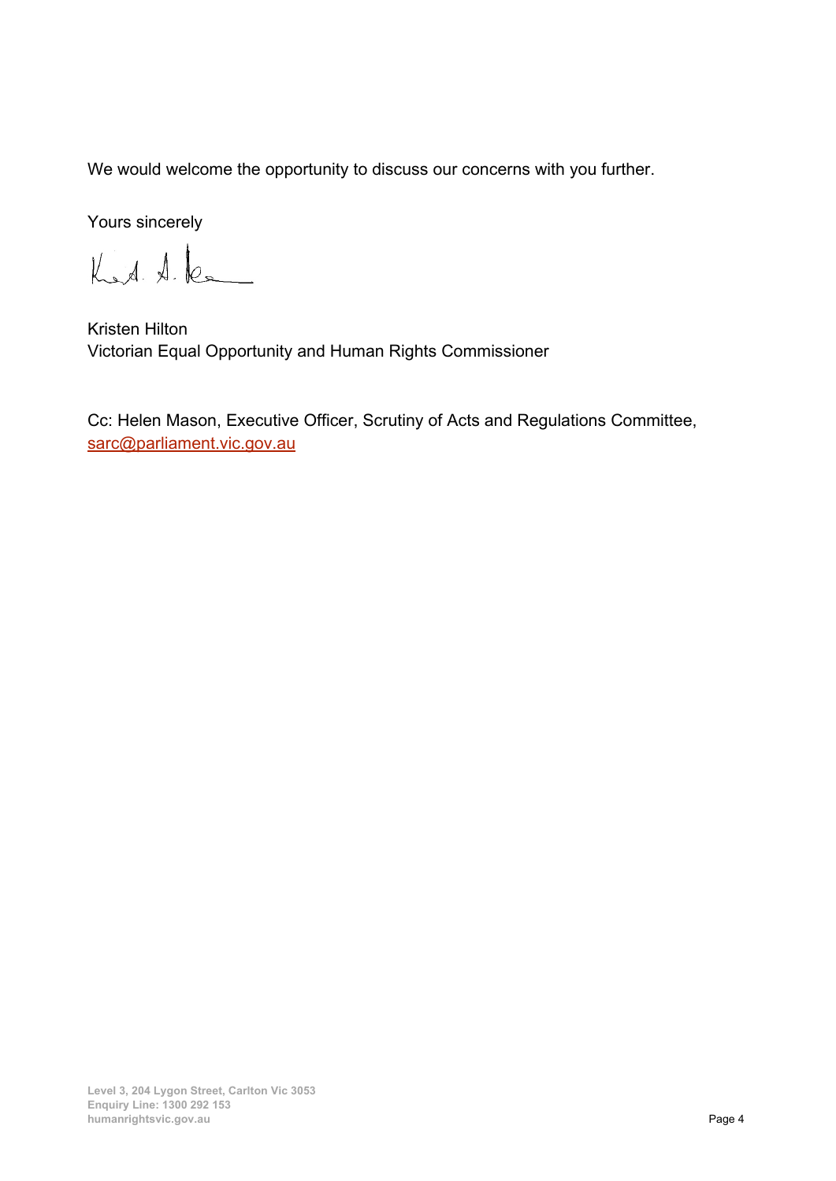We would welcome the opportunity to discuss our concerns with you further.

Yours sincerely

Kristen Hilton
Victorian Equal Opportunity and Human Rights Commissioner

Cc: Helen Mason, Executive Officer, Scrutiny of Acts and Regulations Committee, sarc@parliament.vic.gov.au